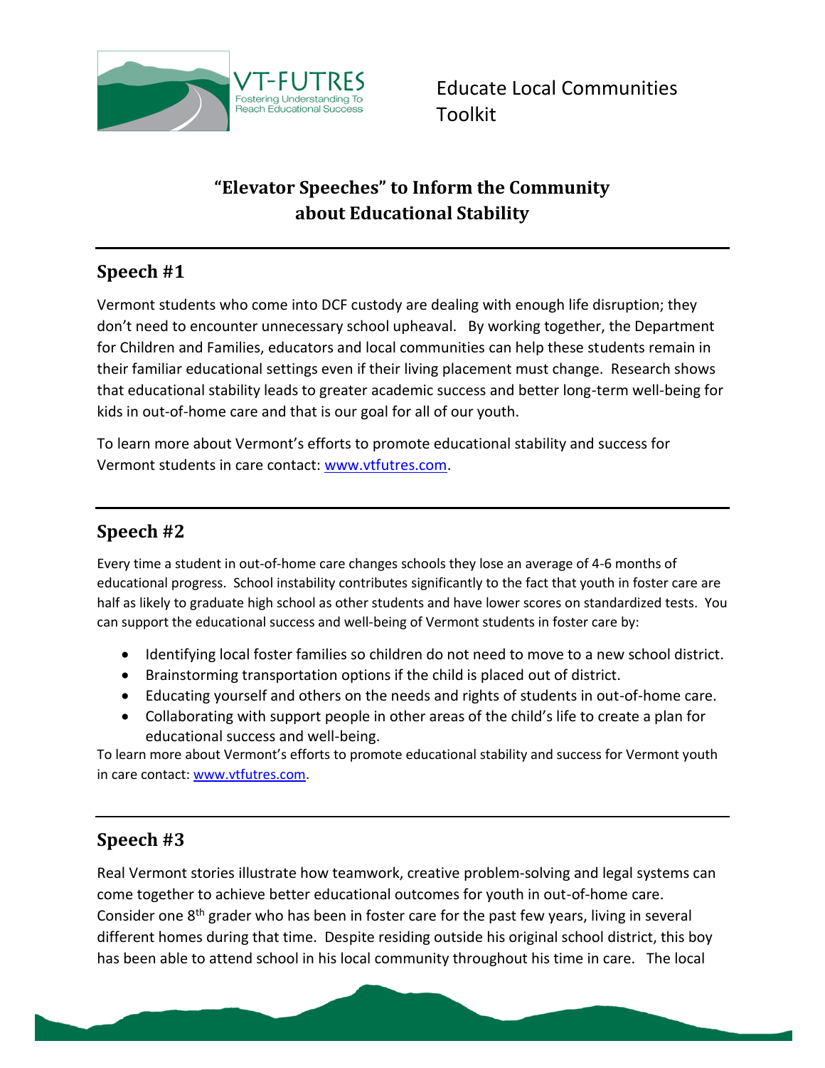VT-FUTRES
Fostering Understanding To Reach Educational Success

Educate Local Communities Toolkit

# "Elevator Speeches" to Inform the Community about Educational Stability

## Speech #1

Vermont students who come into DCF custody are dealing with enough life disruption; they don't need to encounter unnecessary school upheaval. By working together, the Department for Children and Families, educators and local communities can help these students remain in their familiar educational settings even if their living placement must change. Research shows that educational stability leads to greater academic success and better long-term well-being for kids in out-of-home care and that is our goal for all of our youth.

To learn more about Vermont's efforts to promote educational stability and success for Vermont students in care contact: [www.vtfutres.com](www.vtfutres.com).

## Speech #2

Every time a student in out-of-home care changes schools they lose an average of 4-6 months of educational progress. School instability contributes significantly to the fact that youth in foster care are half as likely to graduate high school as other students and have lower scores on standardized tests. You can support the educational success and well-being of Vermont students in foster care by:

- Identifying local foster families so children do not need to move to a new school district.
- Brainstorming transportation options if the child is placed out of district.
- Educating yourself and others on the needs and rights of students in out-of-home care.
- Collaborating with support people in other areas of the child's life to create a plan for educational success and well-being.

To learn more about Vermont's efforts to promote educational stability and success for Vermont youth in care contact: [www.vtfutres.com](www.vtfutres.com).

## Speech #3

Real Vermont stories illustrate how teamwork, creative problem-solving and legal systems can come together to achieve better educational outcomes for youth in out-of-home care. Consider one 8th grader who has been in foster care for the past few years, living in several different homes during that time. Despite residing outside his original school district, this boy has been able to attend school in his local community throughout his time in care. The local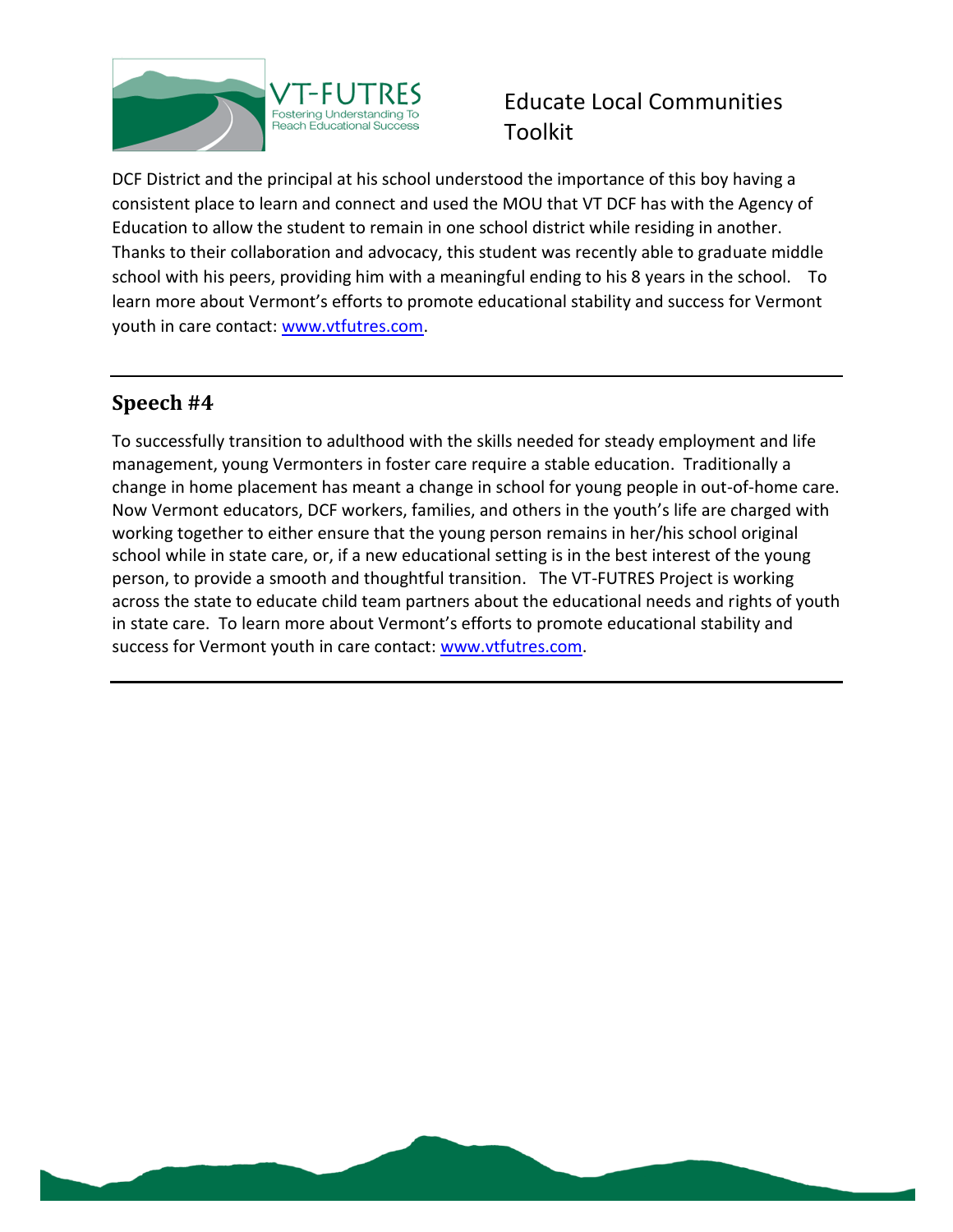DCF District and the principal at his school understood the importance of this boy having a consistent place to learn and connect and used the MOU that VT DCF has with the Agency of Education to allow the student to remain in one school district while residing in another. Thanks to their collaboration and advocacy, this student was recently able to graduate middle school with his peers, providing him with a meaningful ending to his 8 years in the school. To learn more about Vermont's efforts to promote educational stability and success for Vermont youth in care contact: www.vtfutres.com.

---

## Speech #4

To successfully transition to adulthood with the skills needed for steady employment and life management, young Vermonters in foster care require a stable education. Traditionally a change in home placement has meant a change in school for young people in out-of-home care. Now Vermont educators, DCF workers, families, and others in the youth's life are charged with working together to either ensure that the young person remains in her/his school original school while in state care, or, if a new educational setting is in the best interest of the young person, to provide a smooth and thoughtful transition. The VT-FUTRES Project is working across the state to educate child team partners about the educational needs and rights of youth in state care. To learn more about Vermont's efforts to promote educational stability and success for Vermont youth in care contact: www.vtfutres.com.

---